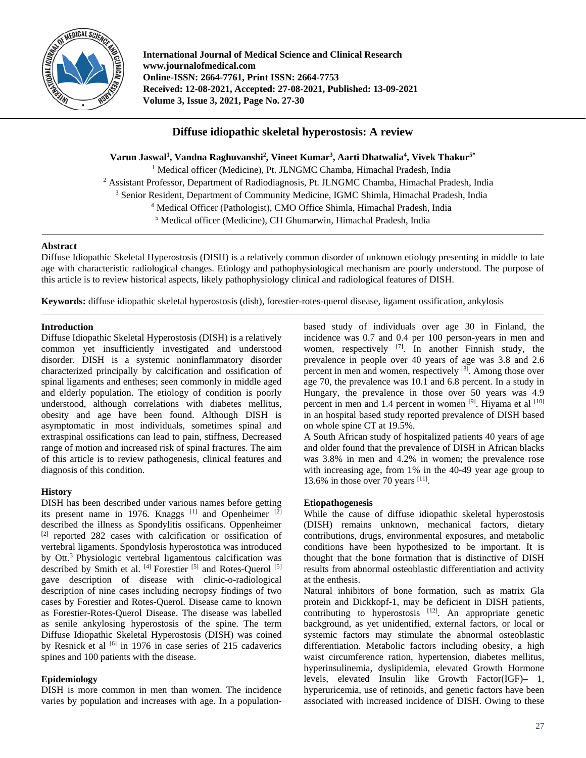International Journal of Medical Science and Clinical Research
www.journalofmedical.com
Online-ISSN: 2664-7761, Print ISSN: 2664-7753
Received: 12-08-2021, Accepted: 27-08-2021, Published: 13-09-2021
Volume 3, Issue 3, 2021, Page No. 27-30

# Diffuse idiopathic skeletal hyperostosis: A review

**Varun Jaswal[1], Vandna Raghuvanshi[2], Vineet Kumar[3], Aarti Dhatwalia[4], Vivek Thakur[5*]**

[1] Medical officer (Medicine), Pt. JLNGMC Chamba, Himachal Pradesh, India
[2] Assistant Professor, Department of Radiodiagnosis, Pt. JLNGMC Chamba, Himachal Pradesh, India
[3] Senior Resident, Department of Community Medicine, IGMC Shimla, Himachal Pradesh, India
[4] Medical Officer (Pathologist), CMO Office Shimla, Himachal Pradesh, India
[5] Medical officer (Medicine), CH Ghumarwin, Himachal Pradesh, India

## Abstract

Diffuse Idiopathic Skeletal Hyperostosis (DISH) is a relatively common disorder of unknown etiology presenting in middle to late age with characteristic radiological changes. Etiology and pathophysiological mechanism are poorly understood. The purpose of this article is to review historical aspects, likely pathophysiology clinical and radiological features of DISH.

**Keywords:** diffuse idiopathic skeletal hyperostosis (dish), forestier-rotes-querol disease, ligament ossification, ankylosis

## Introduction

Diffuse Idiopathic Skeletal Hyperostosis (DISH) is a relatively common yet insufficiently investigated and understood disorder. DISH is a systemic noninflammatory disorder characterized principally by calcification and ossification of spinal ligaments and entheses; seen commonly in middle aged and elderly population. The etiology of condition is poorly understood, although correlations with diabetes mellitus, obesity and age have been found. Although DISH is asymptomatic in most individuals, sometimes spinal and extraspinal ossifications can lead to pain, stiffness, Decreased range of motion and increased risk of spinal fractures. The aim of this article is to review pathogenesis, clinical features and diagnosis of this condition.

## History

DISH has been described under various names before getting its present name in 1976. Knaggs [1] and Openheimer [2] described the illness as Spondylitis ossificans. Oppenheimer [2] reported 282 cases with calcification or ossification of vertebral ligaments. Spondylosis hyperostotica was introduced by Ott.[3] Physiologic vertebral ligamentous calcification was described by Smith et al. [4] Forestier [5] and Rotes-Querol [5] gave description of disease with clinic-o-radiological description of nine cases including necropsy findings of two cases by Forestier and Rotes-Querol. Disease came to known as Forestier-Rotes-Querol Disease. The disease was labelled as senile ankylosing hyperostosis of the spine. The term Diffuse Idiopathic Skeletal Hyperostosis (DISH) was coined by Resnick et al [6] in 1976 in case series of 215 cadaverics spines and 100 patients with the disease.

## Epidemiology

DISH is more common in men than women. The incidence varies by population and increases with age. In a population-based study of individuals over age 30 in Finland, the incidence was 0.7 and 0.4 per 100 person-years in men and women, respectively [7]. In another Finnish study, the prevalence in people over 40 years of age was 3.8 and 2.6 percent in men and women, respectively [8]. Among those over age 70, the prevalence was 10.1 and 6.8 percent. In a study in Hungary, the prevalence in those over 50 years was 4.9 percent in men and 1.4 percent in women [9]. Hiyama et al [10] in an hospital based study reported prevalence of DISH based on whole spine CT at 19.5%.

A South African study of hospitalized patients 40 years of age and older found that the prevalence of DISH in African blacks was 3.8% in men and 4.2% in women; the prevalence rose with increasing age, from 1% in the 40-49 year age group to 13.6% in those over 70 years [11].

## Etiopathogenesis

While the cause of diffuse idiopathic skeletal hyperostosis (DISH) remains unknown, mechanical factors, dietary contributions, drugs, environmental exposures, and metabolic conditions have been hypothesized to be important. It is thought that the bone formation that is distinctive of DISH results from abnormal osteoblastic differentiation and activity at the enthesis.

Natural inhibitors of bone formation, such as matrix Gla protein and Dickkopf-1, may be deficient in DISH patients, contributing to hyperostosis [12]. An appropriate genetic background, as yet unidentified, external factors, or local or systemic factors may stimulate the abnormal osteoblastic differentiation. Metabolic factors including obesity, a high waist circumference ration, hypertension, diabetes mellitus, hyperinsulinemia, dyslipidemia, elevated Growth Hormone levels, elevated Insulin like Growth Factor(IGF)– 1, hyperuricemia, use of retinoids, and genetic factors have been associated with increased incidence of DISH. Owing to these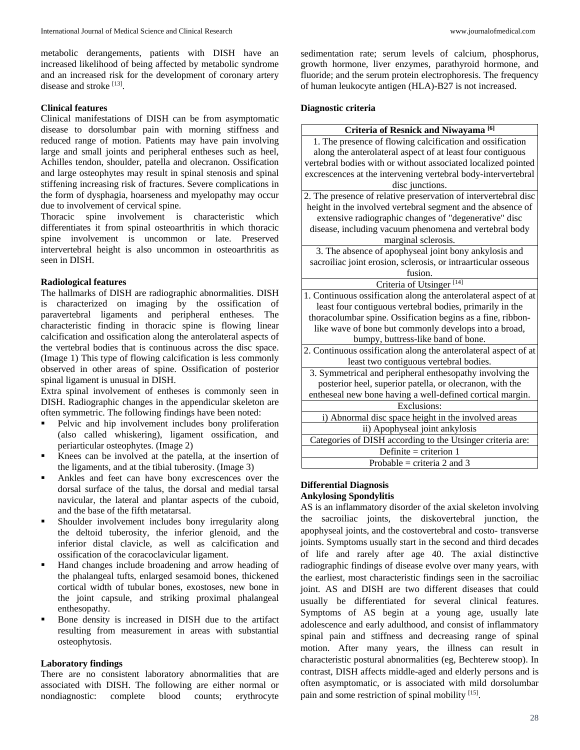metabolic derangements, patients with DISH have an increased likelihood of being affected by metabolic syndrome and an increased risk for the development of coronary artery disease and stroke [13].

**Clinical features**

Clinical manifestations of DISH can be from asymptomatic disease to dorsolumbar pain with morning stiffness and reduced range of motion. Patients may have pain involving large and small joints and peripheral entheses such as heel, Achilles tendon, shoulder, patella and olecranon. Ossification and large osteophytes may result in spinal stenosis and spinal stiffening increasing risk of fractures. Severe complications in the form of dysphagia, hoarseness and myelopathy may occur due to involvement of cervical spine.

Thoracic spine involvement is characteristic which differentiates it from spinal osteoarthritis in which thoracic spine involvement is uncommon or late. Preserved intervertebral height is also uncommon in osteoarthritis as seen in DISH.

**Radiological features**

The hallmarks of DISH are radiographic abnormalities. DISH is characterized on imaging by the ossification of paravertebral ligaments and peripheral entheses. The characteristic finding in thoracic spine is flowing linear calcification and ossification along the anterolateral aspects of the vertebral bodies that is continuous across the disc space. (Image 1) This type of flowing calcification is less commonly observed in other areas of spine. Ossification of posterior spinal ligament is unusual in DISH.

Extra spinal involvement of entheses is commonly seen in DISH. Radiographic changes in the appendicular skeleton are often symmetric. The following findings have been noted:

- Pelvic and hip involvement includes bony proliferation (also called whiskering), ligament ossification, and periarticular osteophytes. (Image 2)
- Knees can be involved at the patella, at the insertion of the ligaments, and at the tibial tuberosity. (Image 3)
- Ankles and feet can have bony excrescences over the dorsal surface of the talus, the dorsal and medial tarsal navicular, the lateral and plantar aspects of the cuboid, and the base of the fifth metatarsal.
- Shoulder involvement includes bony irregularity along the deltoid tuberosity, the inferior glenoid, and the inferior distal clavicle, as well as calcification and ossification of the coracoclavicular ligament.
- Hand changes include broadening and arrow heading of the phalangeal tufts, enlarged sesamoid bones, thickened cortical width of tubular bones, exostoses, new bone in the joint capsule, and striking proximal phalangeal enthesopathy.
- Bone density is increased in DISH due to the artifact resulting from measurement in areas with substantial osteophytosis.

**Laboratory findings**

There are no consistent laboratory abnormalities that are associated with DISH. The following are either normal or nondiagnostic: complete blood counts; erythrocyte sedimentation rate; serum levels of calcium, phosphorus, growth hormone, liver enzymes, parathyroid hormone, and fluoride; and the serum protein electrophoresis. The frequency of human leukocyte antigen (HLA)-B27 is not increased.

**Diagnostic criteria**

| **Criteria of Resnick and Niwayama [6]** |
|---|
| 1. The presence of flowing calcification and ossification along the anterolateral aspect of at least four contiguous vertebral bodies with or without associated localized pointed excrescences at the intervening vertebral body-intervertebral disc junctions. |
| 2. The presence of relative preservation of intervertebral disc height in the involved vertebral segment and the absence of extensive radiographic changes of "degenerative" disc disease, including vacuum phenomena and vertebral body marginal sclerosis. |
| 3. The absence of apophyseal joint bony ankylosis and sacroiliac joint erosion, sclerosis, or intraarticular osseous fusion. |
| Criteria of Utsinger [14] |
| 1. Continuous ossification along the anterolateral aspect of at least four contiguous vertebral bodies, primarily in the thoracolumbar spine. Ossification begins as a fine, ribbon-like wave of bone but commonly develops into a broad, bumpy, buttress-like band of bone. |
| 2. Continuous ossification along the anterolateral aspect of at least two contiguous vertebral bodies. |
| 3. Symmetrical and peripheral enthesopathy involving the posterior heel, superior patella, or olecranon, with the entheseal new bone having a well-defined cortical margin. |
| Exclusions: |
| i) Abnormal disc space height in the involved areas |
| ii) Apophyseal joint ankylosis |
| Categories of DISH according to the Utsinger criteria are: |
| Definite = criterion 1 |
| Probable = criteria 2 and 3 |

**Differential Diagnosis**

**Ankylosing Spondylitis**

AS is an inflammatory disorder of the axial skeleton involving the sacroiliac joints, the diskovertebral junction, the apophyseal joints, and the costovertebral and costo- transverse joints. Symptoms usually start in the second and third decades of life and rarely after age 40. The axial distinctive radiographic findings of disease evolve over many years, with the earliest, most characteristic findings seen in the sacroiliac joint. AS and DISH are two different diseases that could usually be differentiated for several clinical features. Symptoms of AS begin at a young age, usually late adolescence and early adulthood, and consist of inflammatory spinal pain and stiffness and decreasing range of spinal motion. After many years, the illness can result in characteristic postural abnormalities (eg, Bechterew stoop). In contrast, DISH affects middle-aged and elderly persons and is often asymptomatic, or is associated with mild dorsolumbar pain and some restriction of spinal mobility [15].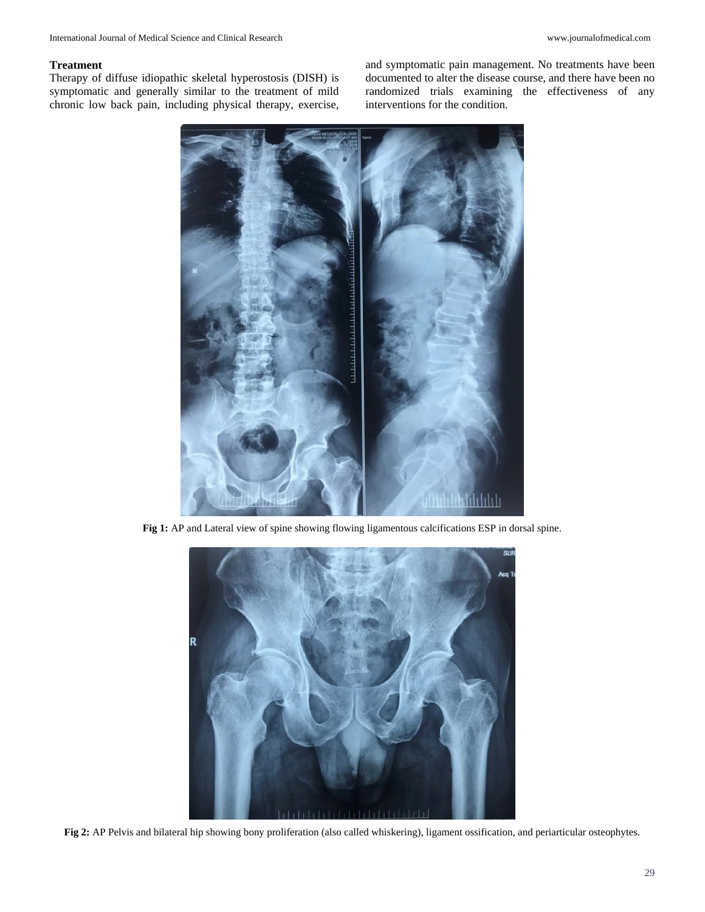### Treatment

Therapy of diffuse idiopathic skeletal hyperostosis (DISH) is symptomatic and generally similar to the treatment of mild chronic low back pain, including physical therapy, exercise, and symptomatic pain management. No treatments have been documented to alter the disease course, and there have been no randomized trials examining the effectiveness of any interventions for the condition.

**Fig 1:** AP and Lateral view of spine showing flowing ligamentous calcifications ESP in dorsal spine.

**Fig 2:** AP Pelvis and bilateral hip showing bony proliferation (also called whiskering), ligament ossification, and periarticular osteophytes.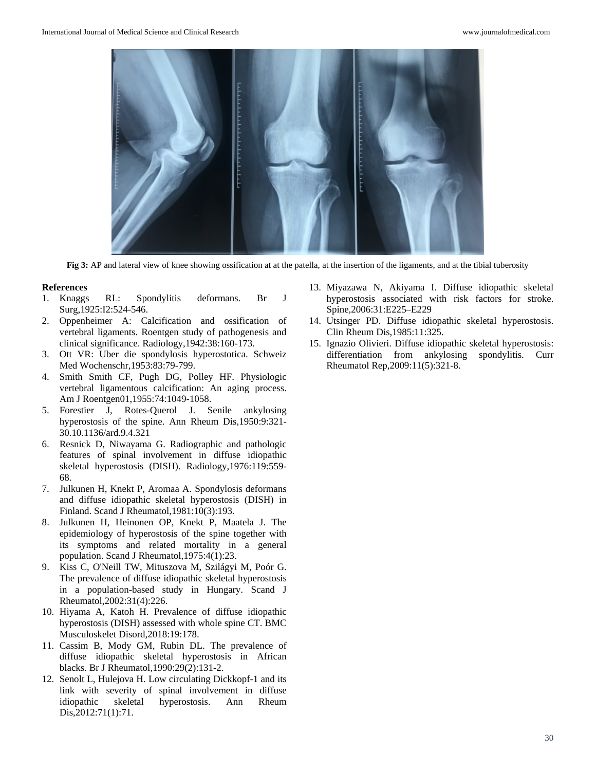Fig 3: AP and lateral view of knee showing ossification at at the patella, at the insertion of the ligaments, and at the tibial tuberosity

## References

1. Knaggs RL: Spondylitis deformans. Br J Surg,1925:I2:524-546.
2. Oppenheimer A: Calcification and ossification of vertebral ligaments. Roentgen study of pathogenesis and clinical significance. Radiology,1942:38:160-173.
3. Ott VR: Uber die spondylosis hyperostotica. Schweiz Med Wochenschr,1953:83:79-799.
4. Smith Smith CF, Pugh DG, Polley HF. Physiologic vertebral ligamentous calcification: An aging process. Am J Roentgen01,1955:74:1049-1058.
5. Forestier J, Rotes-Querol J. Senile ankylosing hyperostosis of the spine. Ann Rheum Dis,1950:9:321-30.10.1136/ard.9.4.321
6. Resnick D, Niwayama G. Radiographic and pathologic features of spinal involvement in diffuse idiopathic skeletal hyperostosis (DISH). Radiology,1976:119:559-68.
7. Julkunen H, Knekt P, Aromaa A. Spondylosis deformans and diffuse idiopathic skeletal hyperostosis (DISH) in Finland. Scand J Rheumatol,1981:10(3):193.
8. Julkunen H, Heinonen OP, Knekt P, Maatela J. The epidemiology of hyperostosis of the spine together with its symptoms and related mortality in a general population. Scand J Rheumatol,1975:4(1):23.
9. Kiss C, O'Neill TW, Mituszova M, Szilágyi M, Poór G. The prevalence of diffuse idiopathic skeletal hyperostosis in a population-based study in Hungary. Scand J Rheumatol,2002:31(4):226.
10. Hiyama A, Katoh H. Prevalence of diffuse idiopathic hyperostosis (DISH) assessed with whole spine CT. BMC Musculoskelet Disord,2018:19:178.
11. Cassim B, Mody GM, Rubin DL. The prevalence of diffuse idiopathic skeletal hyperostosis in African blacks. Br J Rheumatol,1990:29(2):131-2.
12. Senolt L, Hulejova H. Low circulating Dickkopf-1 and its link with severity of spinal involvement in diffuse idiopathic skeletal hyperostosis. Ann Rheum Dis,2012:71(1):71.
13. Miyazawa N, Akiyama I. Diffuse idiopathic skeletal hyperostosis associated with risk factors for stroke. Spine,2006:31:E225–E229
14. Utsinger PD. Diffuse idiopathic skeletal hyperostosis. Clin Rheum Dis,1985:11:325.
15. Ignazio Olivieri. Diffuse idiopathic skeletal hyperostosis: differentiation from ankylosing spondylitis. Curr Rheumatol Rep,2009:11(5):321-8.